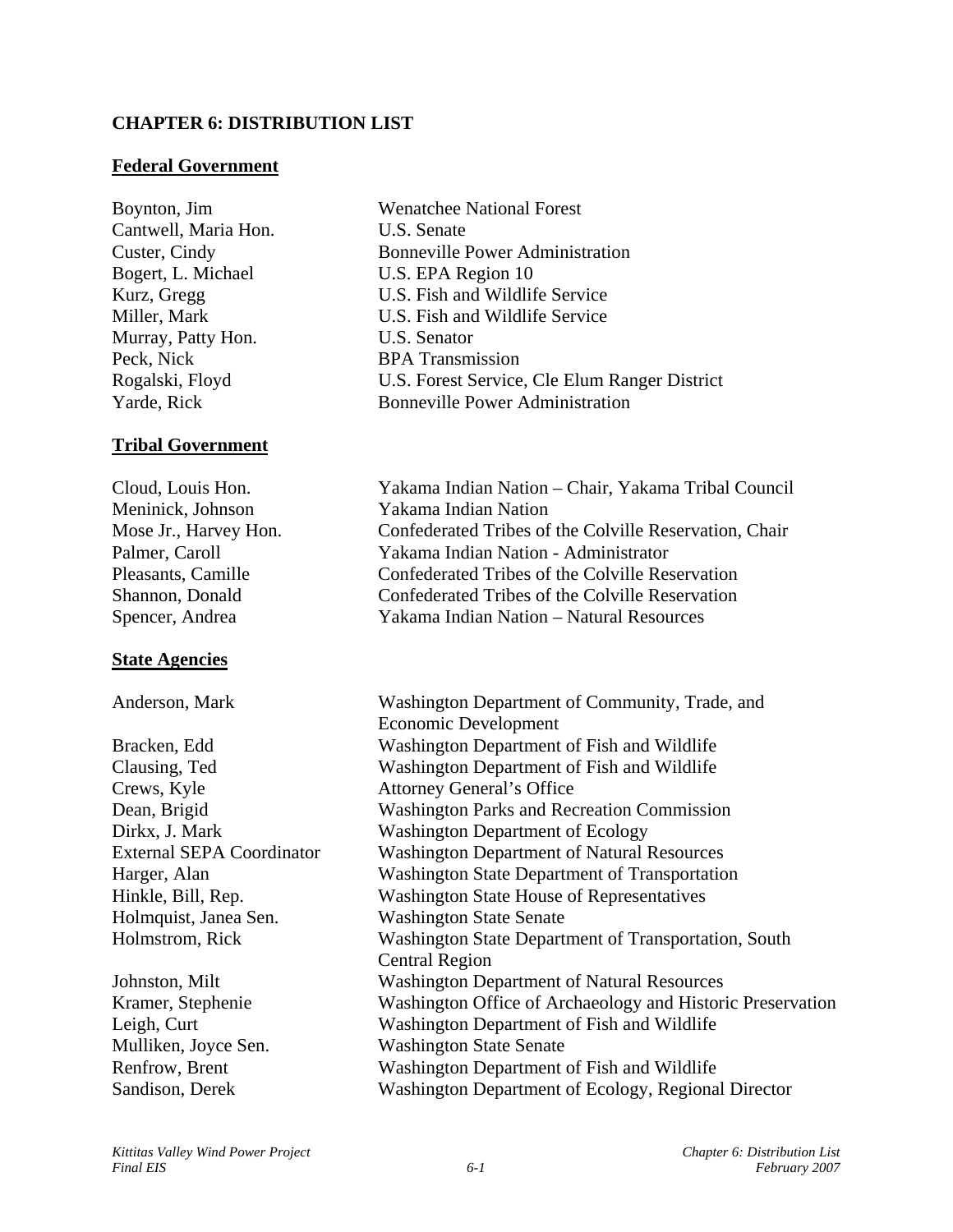# CHAPTER 6: DISTRIBUTION LIST

## Federal Government

| | |
|---|---|
| Boynton, Jim | Wenatchee National Forest |
| Cantwell, Maria Hon. | U.S. Senate |
| Custer, Cindy | Bonneville Power Administration |
| Bogert, L. Michael | U.S. EPA Region 10 |
| Kurz, Gregg | U.S. Fish and Wildlife Service |
| Miller, Mark | U.S. Fish and Wildlife Service |
| Murray, Patty Hon. | U.S. Senator |
| Peck, Nick | BPA Transmission |
| Rogalski, Floyd | U.S. Forest Service, Cle Elum Ranger District |
| Yarde, Rick | Bonneville Power Administration |

## Tribal Government

| | |
|---|---|
| Cloud, Louis Hon. | Yakama Indian Nation – Chair, Yakama Tribal Council |
| Meninick, Johnson | Yakama Indian Nation |
| Mose Jr., Harvey Hon. | Confederated Tribes of the Colville Reservation, Chair |
| Palmer, Caroll | Yakama Indian Nation - Administrator |
| Pleasants, Camille | Confederated Tribes of the Colville Reservation |
| Shannon, Donald | Confederated Tribes of the Colville Reservation |
| Spencer, Andrea | Yakama Indian Nation – Natural Resources |

## State Agencies

| | |
|---|---|
| Anderson, Mark | Washington Department of Community, Trade, and Economic Development |
| Bracken, Edd | Washington Department of Fish and Wildlife |
| Clausing, Ted | Washington Department of Fish and Wildlife |
| Crews, Kyle | Attorney General's Office |
| Dean, Brigid | Washington Parks and Recreation Commission |
| Dirkx, J. Mark | Washington Department of Ecology |
| External SEPA Coordinator | Washington Department of Natural Resources |
| Harger, Alan | Washington State Department of Transportation |
| Hinkle, Bill, Rep. | Washington State House of Representatives |
| Holmquist, Janea Sen. | Washington State Senate |
| Holmstrom, Rick | Washington State Department of Transportation, South Central Region |
| Johnston, Milt | Washington Department of Natural Resources |
| Kramer, Stephenie | Washington Office of Archaeology and Historic Preservation |
| Leigh, Curt | Washington Department of Fish and Wildlife |
| Mulliken, Joyce Sen. | Washington State Senate |
| Renfrow, Brent | Washington Department of Fish and Wildlife |
| Sandison, Derek | Washington Department of Ecology, Regional Director |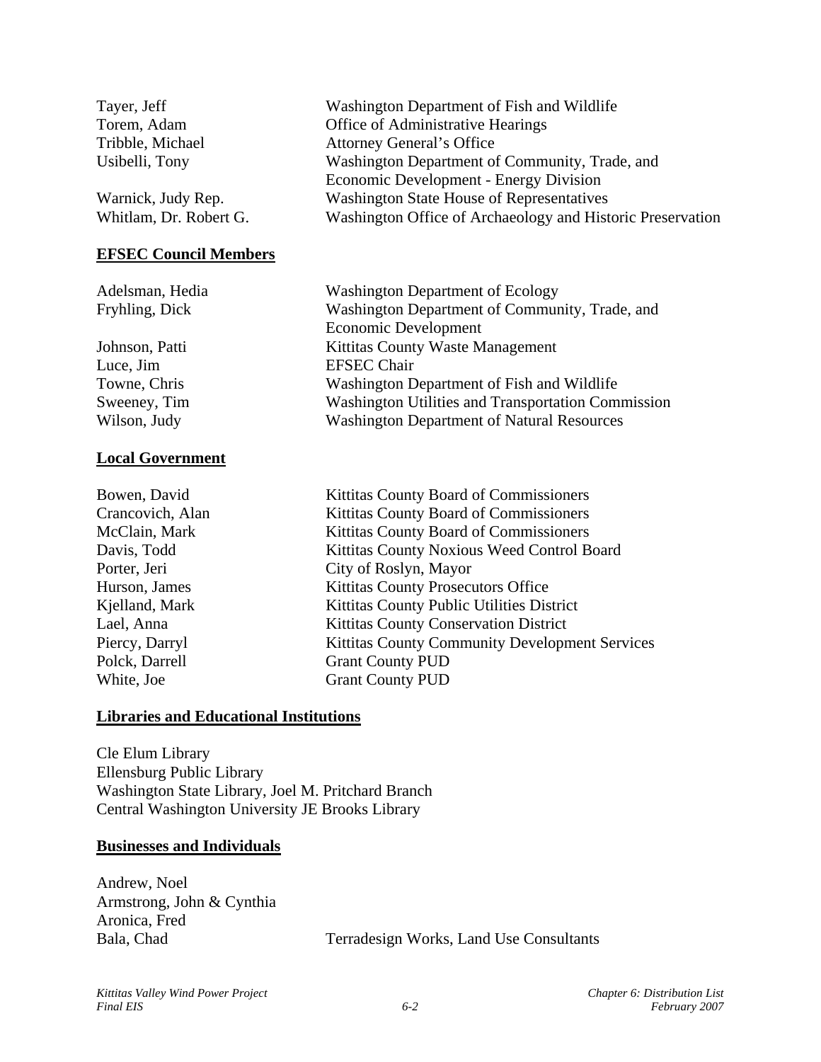| | |
|---|---|
| Tayer, Jeff | Washington Department of Fish and Wildlife |
| Torem, Adam | Office of Administrative Hearings |
| Tribble, Michael | Attorney General's Office |
| Usibelli, Tony | Washington Department of Community, Trade, and Economic Development - Energy Division |
| Warnick, Judy Rep. | Washington State House of Representatives |
| Whitlam, Dr. Robert G. | Washington Office of Archaeology and Historic Preservation |

## EFSEC Council Members

| | |
|---|---|
| Adelsman, Hedia | Washington Department of Ecology |
| Fryhling, Dick | Washington Department of Community, Trade, and Economic Development |
| Johnson, Patti | Kittitas County Waste Management |
| Luce, Jim | EFSEC Chair |
| Towne, Chris | Washington Department of Fish and Wildlife |
| Sweeney, Tim | Washington Utilities and Transportation Commission |
| Wilson, Judy | Washington Department of Natural Resources |

## Local Government

| | |
|---|---|
| Bowen, David | Kittitas County Board of Commissioners |
| Crancovich, Alan | Kittitas County Board of Commissioners |
| McClain, Mark | Kittitas County Board of Commissioners |
| Davis, Todd | Kittitas County Noxious Weed Control Board |
| Porter, Jeri | City of Roslyn, Mayor |
| Hurson, James | Kittitas County Prosecutors Office |
| Kjelland, Mark | Kittitas County Public Utilities District |
| Lael, Anna | Kittitas County Conservation District |
| Piercy, Darryl | Kittitas County Community Development Services |
| Polck, Darrell | Grant County PUD |
| White, Joe | Grant County PUD |

## Libraries and Educational Institutions

Cle Elum Library
Ellensburg Public Library
Washington State Library, Joel M. Pritchard Branch
Central Washington University JE Brooks Library

## Businesses and Individuals

| | |
|---|---|
| Andrew, Noel | |
| Armstrong, John & Cynthia | |
| Aronica, Fred | |
| Bala, Chad | Terradesign Works, Land Use Consultants |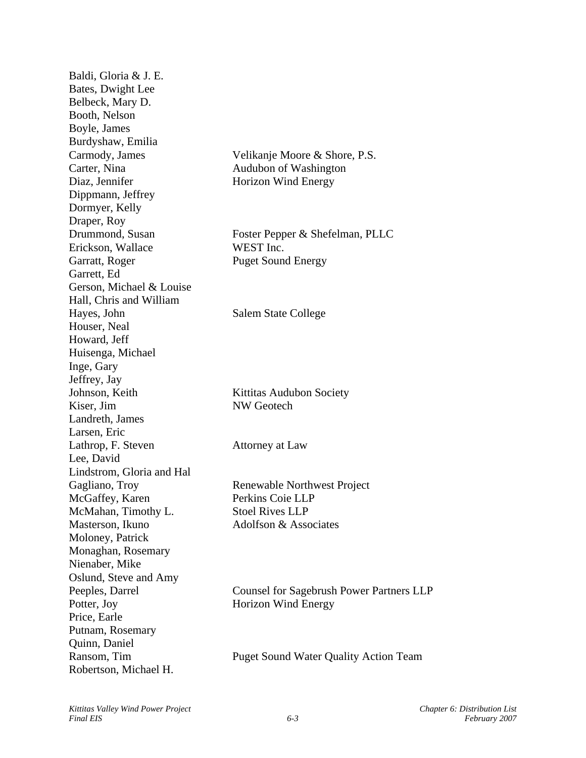| | |
|---|---|
| Baldi, Gloria & J. E. | |
| Bates, Dwight Lee | |
| Belbeck, Mary D. | |
| Booth, Nelson | |
| Boyle, James | |
| Burdyshaw, Emilia | |
| Carmody, James | Velikanje Moore & Shore, P.S. |
| Carter, Nina | Audubon of Washington |
| Diaz, Jennifer | Horizon Wind Energy |
| Dippmann, Jeffrey | |
| Dormyer, Kelly | |
| Draper, Roy | |
| Drummond, Susan | Foster Pepper & Shefelman, PLLC |
| Erickson, Wallace | WEST Inc. |
| Garratt, Roger | Puget Sound Energy |
| Garrett, Ed | |
| Gerson, Michael & Louise | |
| Hall, Chris and William | |
| Hayes, John | Salem State College |
| Houser, Neal | |
| Howard, Jeff | |
| Huisenga, Michael | |
| Inge, Gary | |
| Jeffrey, Jay | |
| Johnson, Keith | Kittitas Audubon Society |
| Kiser, Jim | NW Geotech |
| Landreth, James | |
| Larsen, Eric | |
| Lathrop, F. Steven | Attorney at Law |
| Lee, David | |
| Lindstrom, Gloria and Hal | |
| Gagliano, Troy | Renewable Northwest Project |
| McGaffey, Karen | Perkins Coie LLP |
| McMahan, Timothy L. | Stoel Rives LLP |
| Masterson, Ikuno | Adolfson & Associates |
| Moloney, Patrick | |
| Monaghan, Rosemary | |
| Nienaber, Mike | |
| Oslund, Steve and Amy | |
| Peeples, Darrel | Counsel for Sagebrush Power Partners LLP |
| Potter, Joy | Horizon Wind Energy |
| Price, Earle | |
| Putnam, Rosemary | |
| Quinn, Daniel | |
| Ransom, Tim | Puget Sound Water Quality Action Team |
| Robertson, Michael H. | |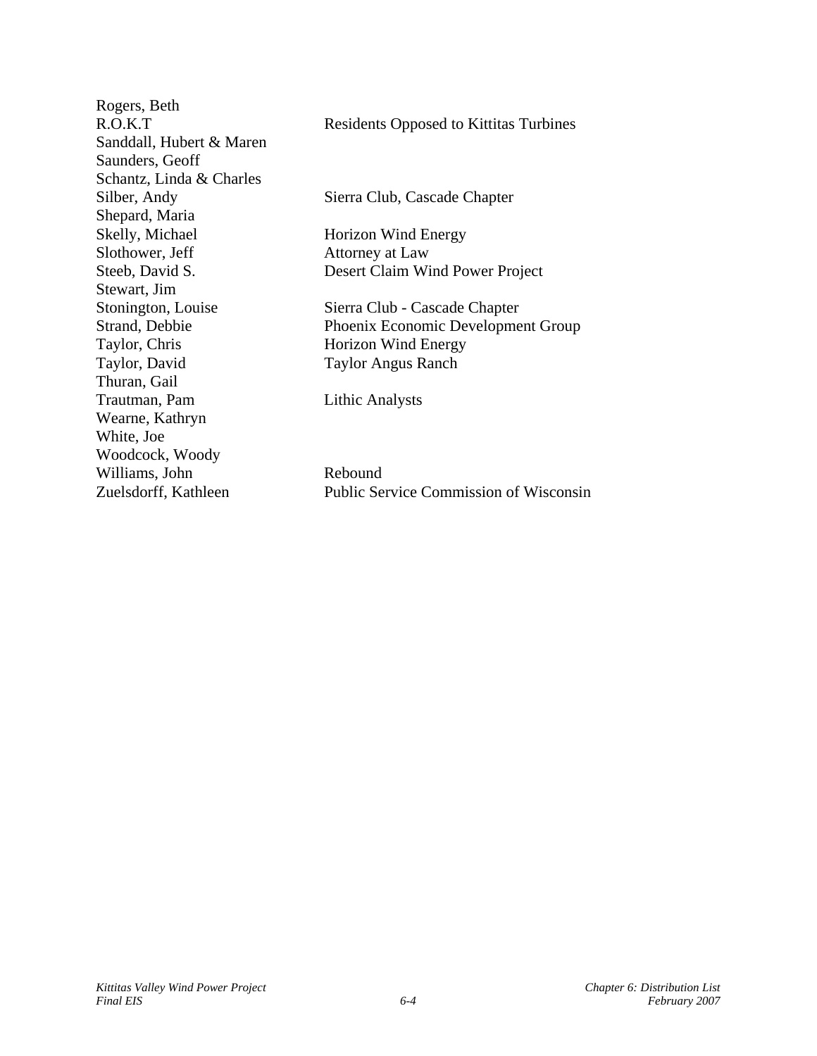| | |
|---|---|
| Rogers, Beth | |
| R.O.K.T | Residents Opposed to Kittitas Turbines |
| Sanddall, Hubert & Maren | |
| Saunders, Geoff | |
| Schantz, Linda & Charles | |
| Silber, Andy | Sierra Club, Cascade Chapter |
| Shepard, Maria | |
| Skelly, Michael | Horizon Wind Energy |
| Slothower, Jeff | Attorney at Law |
| Steeb, David S. | Desert Claim Wind Power Project |
| Stewart, Jim | |
| Stonington, Louise | Sierra Club - Cascade Chapter |
| Strand, Debbie | Phoenix Economic Development Group |
| Taylor, Chris | Horizon Wind Energy |
| Taylor, David | Taylor Angus Ranch |
| Thuran, Gail | |
| Trautman, Pam | Lithic Analysts |
| Wearne, Kathryn | |
| White, Joe | |
| Woodcock, Woody | |
| Williams, John | Rebound |
| Zuelsdorff, Kathleen | Public Service Commission of Wisconsin |